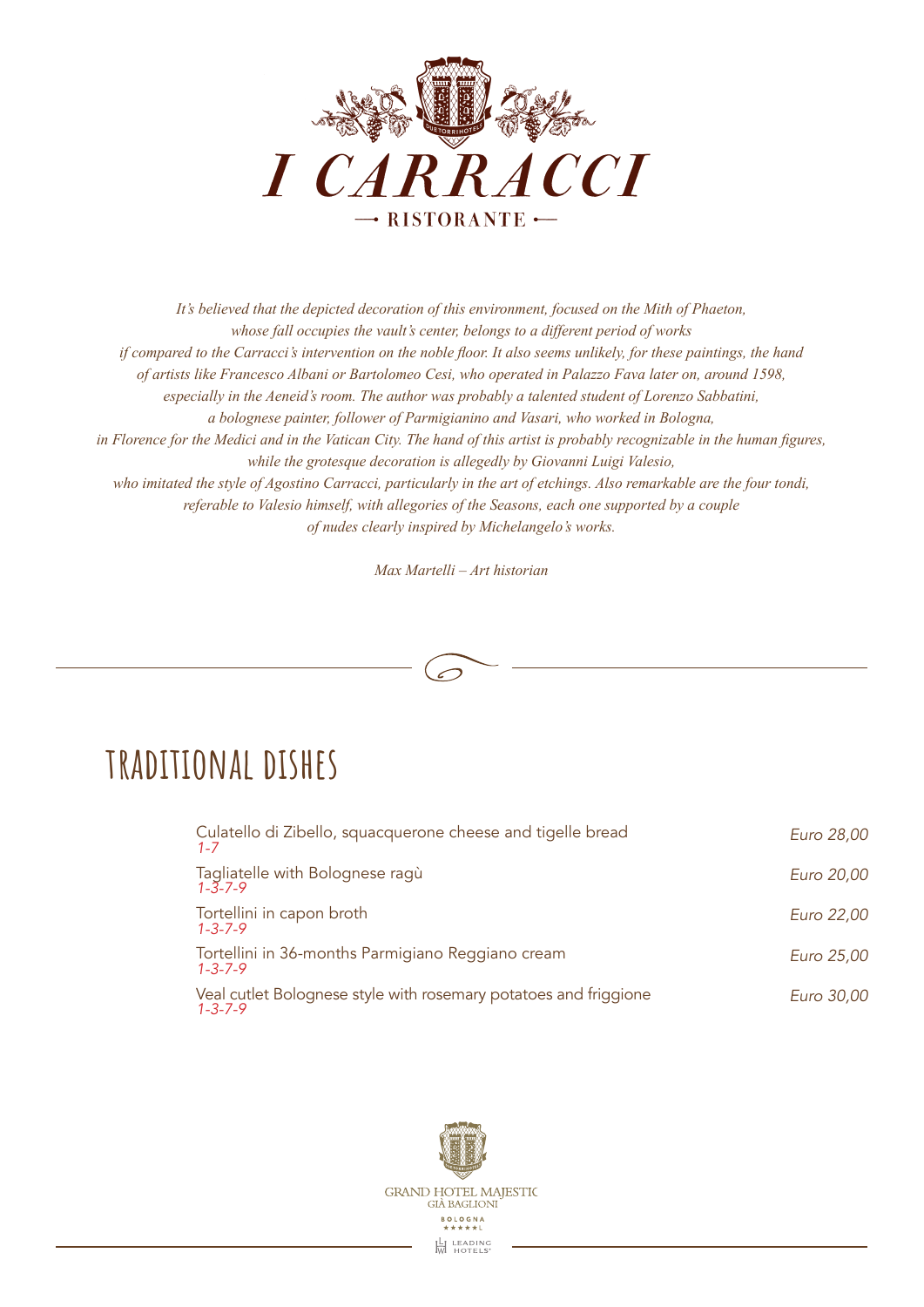# I CARRACCI

— RISTORANTE —

*It's believed that the depicted decoration of this environment, focused on the Mith of Phaeton, whose fall occupies the vault's center, belongs to a different period of works if compared to the Carracci's intervention on the noble floor. It also seems unlikely, for these paintings, the hand of artists like Francesco Albani or Bartolomeo Cesi, who operated in Palazzo Fava later on, around 1598, especially in the Aeneid's room. The author was probably a talented student of Lorenzo Sabbatini, a bolognese painter, follower of Parmigianino and Vasari, who worked in Bologna, in Florence for the Medici and in the Vatican City. The hand of this artist is probably recognizable in the human figures, while the grotesque decoration is allegedly by Giovanni Luigi Valesio, who imitated the style of Agostino Carracci, particularly in the art of etchings. Also remarkable are the four tondi, referable to Valesio himself, with allegories of the Seasons, each one supported by a couple of nudes clearly inspired by Michelangelo's works.*

*Max Martelli – Art historian*

## TRADITIONAL DISHES

| Dish | Price |
| --- | --- |
| Culatello di Zibello, squacquerone cheese and tigelle bread *1-7* | *Euro 28,00* |
| Tagliatelle with Bolognese ragù *1-3-7-9* | *Euro 20,00* |
| Tortellini in capon broth *1-3-7-9* | *Euro 22,00* |
| Tortellini in 36-months Parmigiano Reggiano cream *1-3-7-9* | *Euro 25,00* |
| Veal cutlet Bolognese style with rosemary potatoes and friggione *1-3-7-9* | *Euro 30,00* |

GRAND HOTEL MAJESTIC
GIÀ BAGLIONI
BOLOGNA
★★★★★L
LEADING HOTELS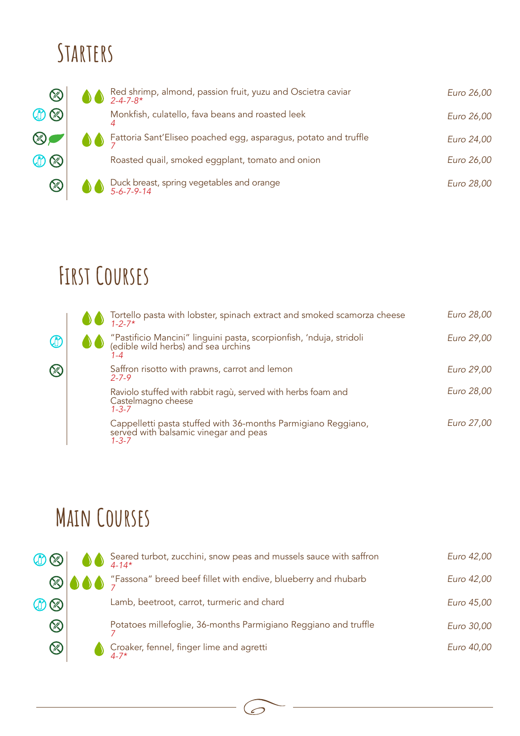# Starters

Red shrimp, almond, passion fruit, yuzu and Oscietra caviar
*2-4-7-8**
*Euro 26,00*

Monkfish, culatello, fava beans and roasted leek
*4*
*Euro 26,00*

Fattoria Sant'Eliseo poached egg, asparagus, potato and truffle
*7*
*Euro 24,00*

Roasted quail, smoked eggplant, tomato and onion
*Euro 26,00*

Duck breast, spring vegetables and orange
*5-6-7-9-14*
*Euro 28,00*

# First Courses

Tortello pasta with lobster, spinach extract and smoked scamorza cheese
*1-2-7**
*Euro 28,00*

"Pastificio Mancini" linguini pasta, scorpionfish, 'nduja, stridoli (edible wild herbs) and sea urchins
*1-4*
*Euro 29,00*

Saffron risotto with prawns, carrot and lemon
*2-7-9*
*Euro 29,00*

Raviolo stuffed with rabbit ragù, served with herbs foam and Castelmagno cheese
*1-3-7*
*Euro 28,00*

Cappelletti pasta stuffed with 36-months Parmigiano Reggiano, served with balsamic vinegar and peas
*1-3-7*
*Euro 27,00*

# Main Courses

Seared turbot, zucchini, snow peas and mussels sauce with saffron
*4-14**
*Euro 42,00*

"Fassona" breed beef fillet with endive, blueberry and rhubarb
*7*
*Euro 42,00*

Lamb, beetroot, carrot, turmeric and chard
*Euro 45,00*

Potatoes millefoglie, 36-months Parmigiano Reggiano and truffle
*7*
*Euro 30,00*

Croaker, fennel, finger lime and agretti
*4-7**
*Euro 40,00*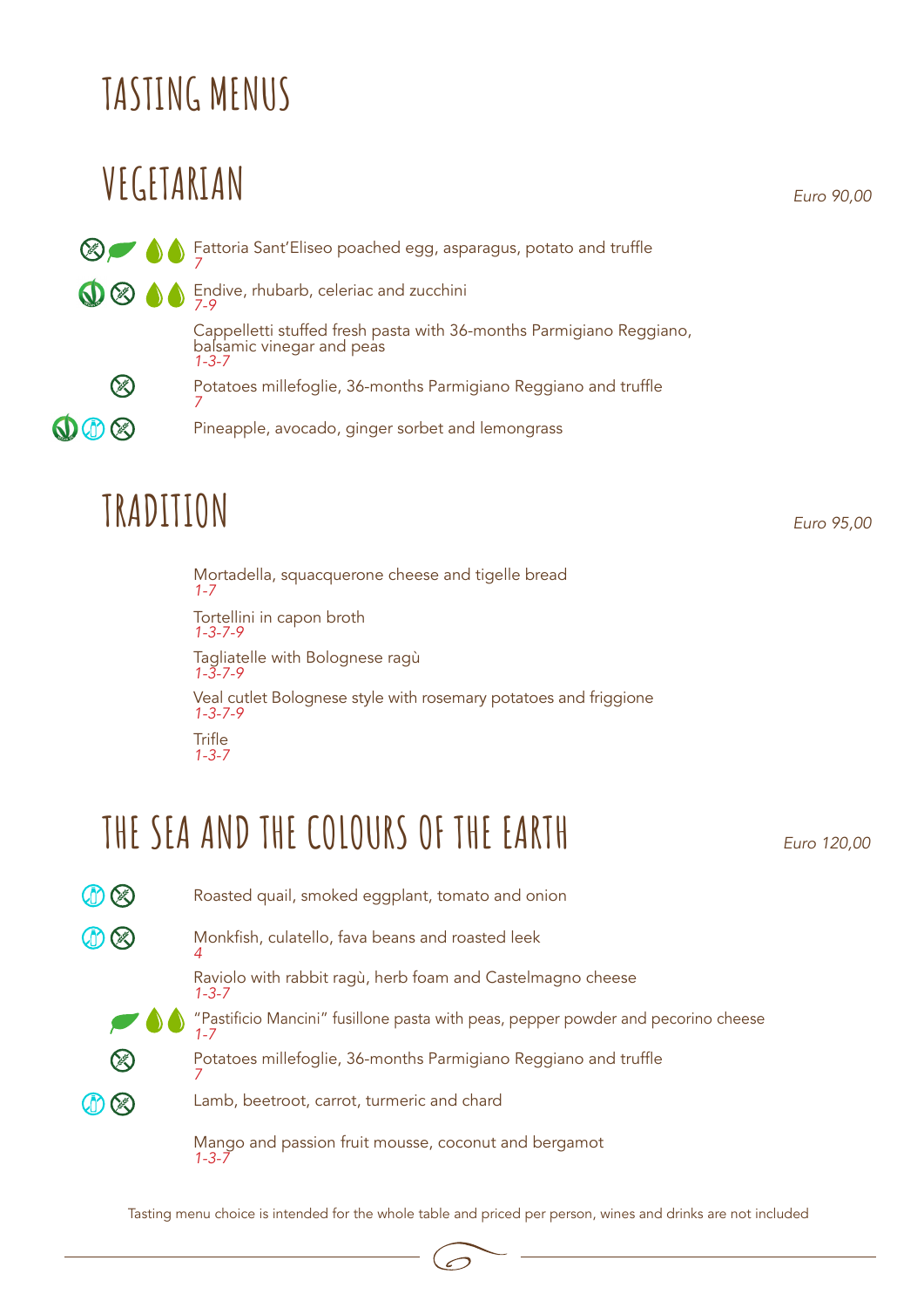# TASTING MENUS

## VEGETARIAN

*Euro 90,00*

Fattoria Sant'Eliseo poached egg, asparagus, potato and truffle
*7*

Endive, rhubarb, celeriac and zucchini
*7-9*

Cappelletti stuffed fresh pasta with 36-months Parmigiano Reggiano, balsamic vinegar and peas
*1-3-7*

Potatoes millefoglie, 36-months Parmigiano Reggiano and truffle
*7*

Pineapple, avocado, ginger sorbet and lemongrass

## TRADITION

*Euro 95,00*

Mortadella, squacquerone cheese and tigelle bread
*1-7*

Tortellini in capon broth
*1-3-7-9*

Tagliatelle with Bolognese ragù
*1-3-7-9*

Veal cutlet Bolognese style with rosemary potatoes and friggione
*1-3-7-9*

Trifle
*1-3-7*

## THE SEA AND THE COLOURS OF THE EARTH

*Euro 120,00*

Roasted quail, smoked eggplant, tomato and onion

Monkfish, culatello, fava beans and roasted leek
*4*

Raviolo with rabbit ragù, herb foam and Castelmagno cheese
*1-3-7*

"Pastificio Mancini" fusillone pasta with peas, pepper powder and pecorino cheese
*1-7*

Potatoes millefoglie, 36-months Parmigiano Reggiano and truffle
*7*

Lamb, beetroot, carrot, turmeric and chard

Mango and passion fruit mousse, coconut and bergamot
*1-3-7*

Tasting menu choice is intended for the whole table and priced per person, wines and drinks are not included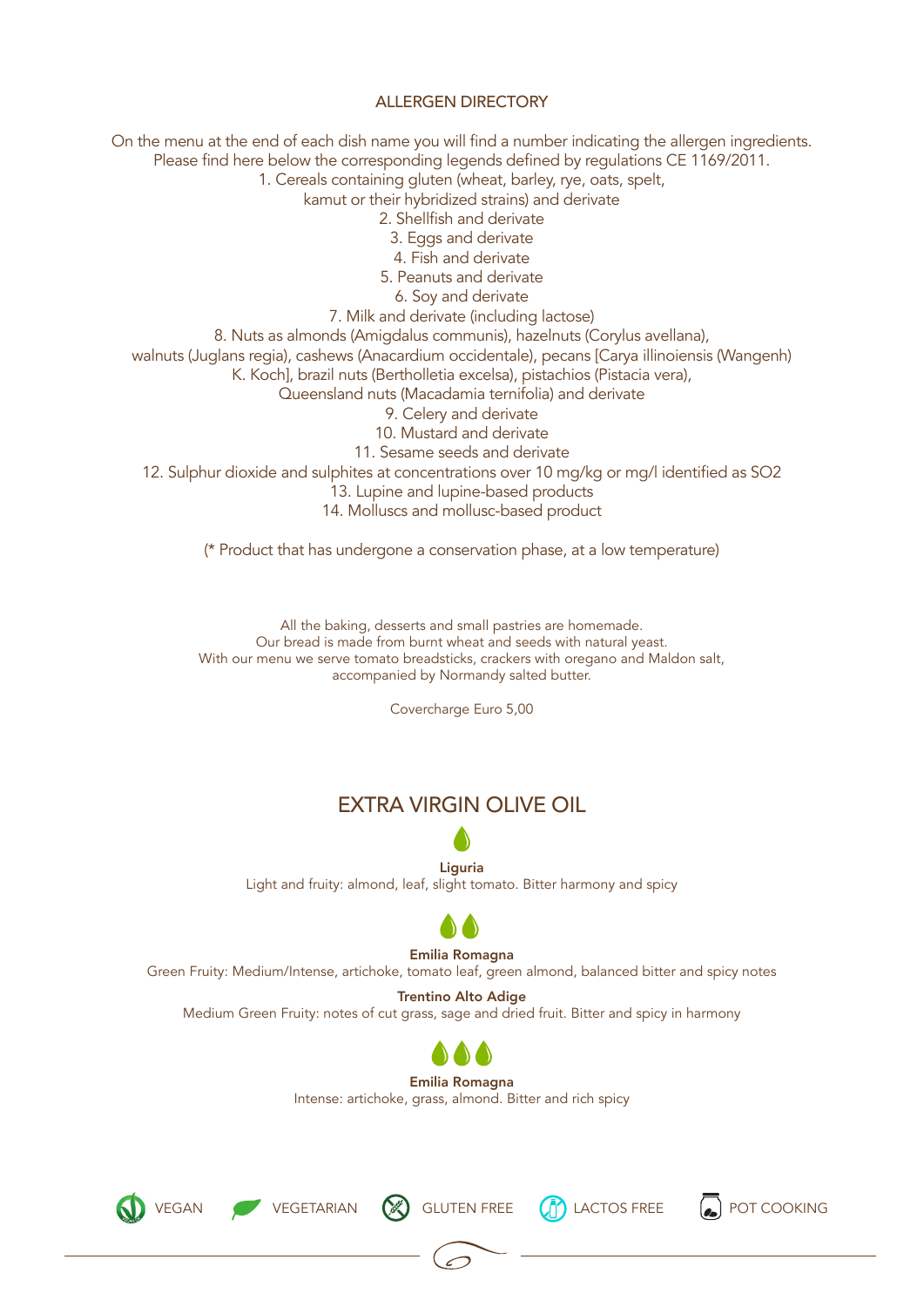## ALLERGEN DIRECTORY

On the menu at the end of each dish name you will find a number indicating the allergen ingredients.
Please find here below the corresponding legends defined by regulations CE 1169/2011.

1. Cereals containing gluten (wheat, barley, rye, oats, spelt, kamut or their hybridized strains) and derivate
2. Shellfish and derivate
3. Eggs and derivate
4. Fish and derivate
5. Peanuts and derivate
6. Soy and derivate
7. Milk and derivate (including lactose)
8. Nuts as almonds (Amigdalus communis), hazelnuts (Corylus avellana), walnuts (Juglans regia), cashews (Anacardium occidentale), pecans [Carya illinoiensis (Wangenh) K. Koch], brazil nuts (Bertholletia excelsa), pistachios (Pistacia vera), Queensland nuts (Macadamia ternifolia) and derivate
9. Celery and derivate
10. Mustard and derivate
11. Sesame seeds and derivate
12. Sulphur dioxide and sulphites at concentrations over 10 mg/kg or mg/l identified as SO2
13. Lupine and lupine-based products
14. Molluscs and mollusc-based product

(* Product that has undergone a conservation phase, at a low temperature)

All the baking, desserts and small pastries are homemade.
Our bread is made from burnt wheat and seeds with natural yeast.
With our menu we serve tomato breadsticks, crackers with oregano and Maldon salt, accompanied by Normandy salted butter.

Covercharge Euro 5,00

## EXTRA VIRGIN OLIVE OIL

**Liguria**
Light and fruity: almond, leaf, slight tomato. Bitter harmony and spicy

**Emilia Romagna**
Green Fruity: Medium/Intense, artichoke, tomato leaf, green almond, balanced bitter and spicy notes

**Trentino Alto Adige**
Medium Green Fruity: notes of cut grass, sage and dried fruit. Bitter and spicy in harmony

**Emilia Romagna**
Intense: artichoke, grass, almond. Bitter and rich spicy

VEGAN VEGETARIAN GLUTEN FREE LACTOS FREE POT COOKING